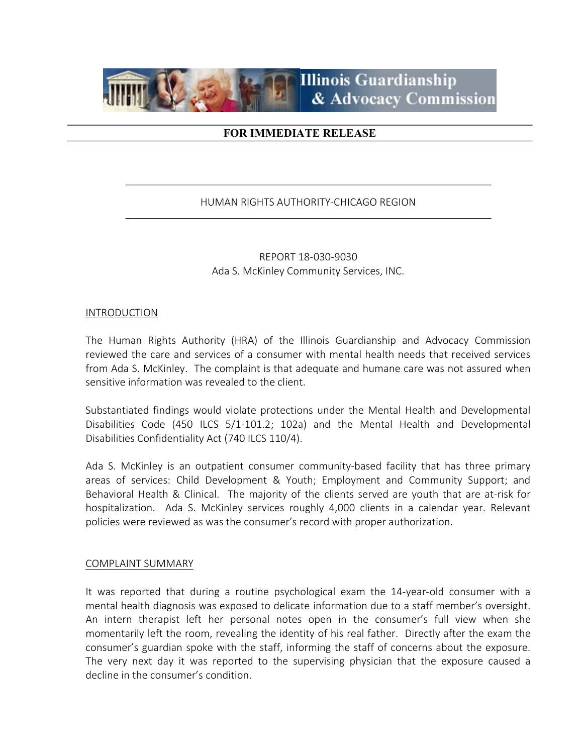# Illinois Guardianship & Advocacy Commission

**FOR IMMEDIATE RELEASE**

## HUMAN RIGHTS AUTHORITY-CHICAGO REGION

REPORT 18-030-9030
Ada S. McKinley Community Services, INC.

### INTRODUCTION

The Human Rights Authority (HRA) of the Illinois Guardianship and Advocacy Commission reviewed the care and services of a consumer with mental health needs that received services from Ada S. McKinley. The complaint is that adequate and humane care was not assured when sensitive information was revealed to the client.

Substantiated findings would violate protections under the Mental Health and Developmental Disabilities Code (450 ILCS 5/1-101.2; 102a) and the Mental Health and Developmental Disabilities Confidentiality Act (740 ILCS 110/4).

Ada S. McKinley is an outpatient consumer community-based facility that has three primary areas of services: Child Development & Youth; Employment and Community Support; and Behavioral Health & Clinical. The majority of the clients served are youth that are at-risk for hospitalization. Ada S. McKinley services roughly 4,000 clients in a calendar year. Relevant policies were reviewed as was the consumer's record with proper authorization.

### COMPLAINT SUMMARY

It was reported that during a routine psychological exam the 14-year-old consumer with a mental health diagnosis was exposed to delicate information due to a staff member's oversight. An intern therapist left her personal notes open in the consumer's full view when she momentarily left the room, revealing the identity of his real father. Directly after the exam the consumer's guardian spoke with the staff, informing the staff of concerns about the exposure. The very next day it was reported to the supervising physician that the exposure caused a decline in the consumer's condition.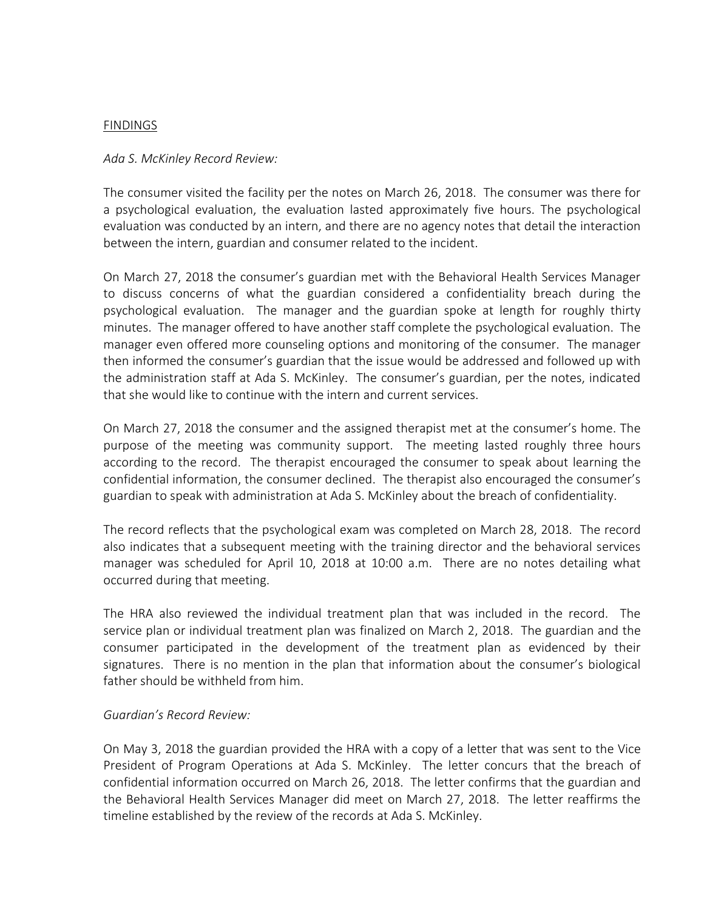FINDINGS

*Ada S. McKinley Record Review:*

The consumer visited the facility per the notes on March 26, 2018. The consumer was there for a psychological evaluation, the evaluation lasted approximately five hours. The psychological evaluation was conducted by an intern, and there are no agency notes that detail the interaction between the intern, guardian and consumer related to the incident.

On March 27, 2018 the consumer's guardian met with the Behavioral Health Services Manager to discuss concerns of what the guardian considered a confidentiality breach during the psychological evaluation. The manager and the guardian spoke at length for roughly thirty minutes. The manager offered to have another staff complete the psychological evaluation. The manager even offered more counseling options and monitoring of the consumer. The manager then informed the consumer's guardian that the issue would be addressed and followed up with the administration staff at Ada S. McKinley. The consumer's guardian, per the notes, indicated that she would like to continue with the intern and current services.

On March 27, 2018 the consumer and the assigned therapist met at the consumer's home. The purpose of the meeting was community support. The meeting lasted roughly three hours according to the record. The therapist encouraged the consumer to speak about learning the confidential information, the consumer declined. The therapist also encouraged the consumer's guardian to speak with administration at Ada S. McKinley about the breach of confidentiality.

The record reflects that the psychological exam was completed on March 28, 2018. The record also indicates that a subsequent meeting with the training director and the behavioral services manager was scheduled for April 10, 2018 at 10:00 a.m. There are no notes detailing what occurred during that meeting.

The HRA also reviewed the individual treatment plan that was included in the record. The service plan or individual treatment plan was finalized on March 2, 2018. The guardian and the consumer participated in the development of the treatment plan as evidenced by their signatures. There is no mention in the plan that information about the consumer's biological father should be withheld from him.

*Guardian's Record Review:*

On May 3, 2018 the guardian provided the HRA with a copy of a letter that was sent to the Vice President of Program Operations at Ada S. McKinley. The letter concurs that the breach of confidential information occurred on March 26, 2018. The letter confirms that the guardian and the Behavioral Health Services Manager did meet on March 27, 2018. The letter reaffirms the timeline established by the review of the records at Ada S. McKinley.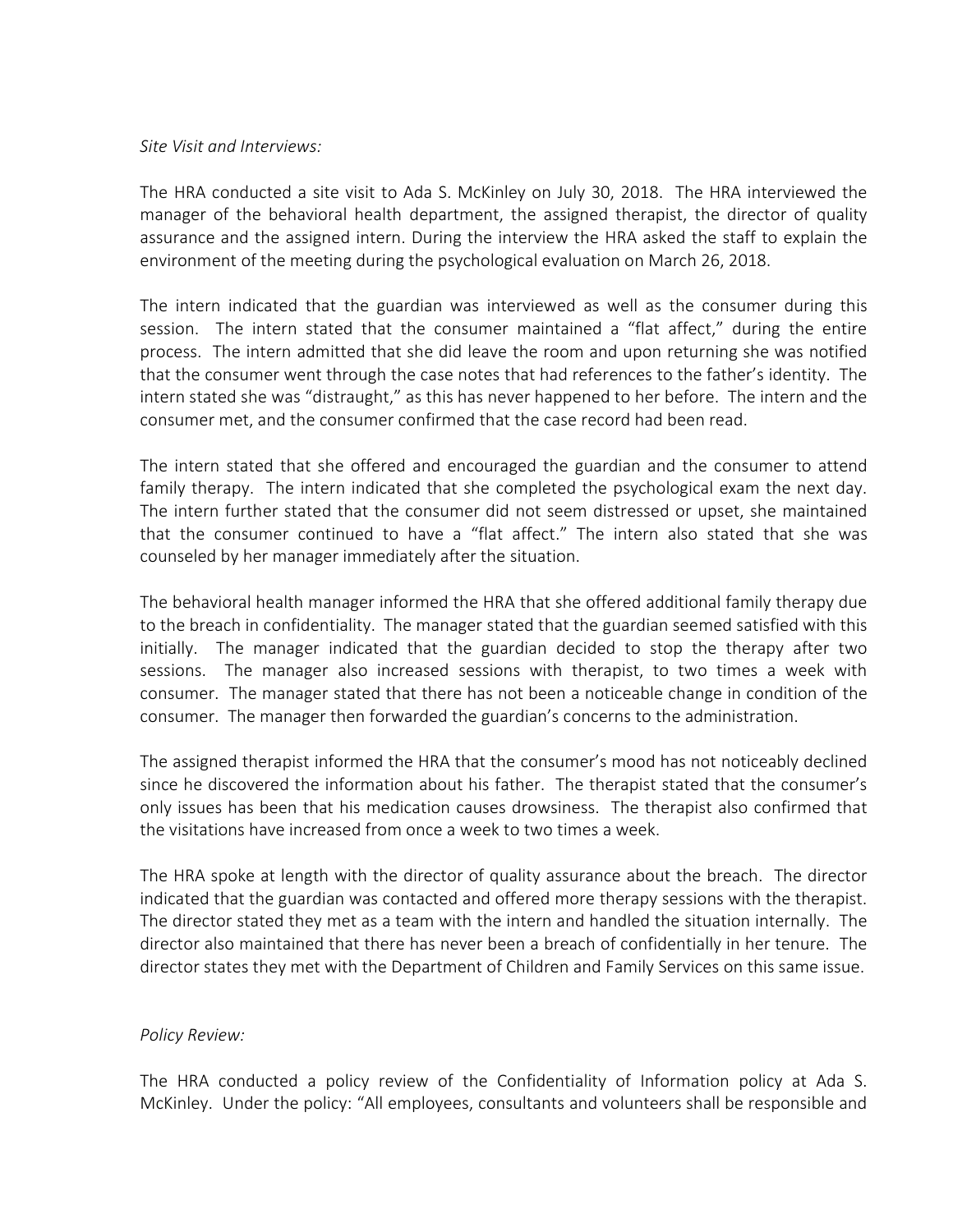*Site Visit and Interviews:*

The HRA conducted a site visit to Ada S. McKinley on July 30, 2018. The HRA interviewed the manager of the behavioral health department, the assigned therapist, the director of quality assurance and the assigned intern. During the interview the HRA asked the staff to explain the environment of the meeting during the psychological evaluation on March 26, 2018.

The intern indicated that the guardian was interviewed as well as the consumer during this session. The intern stated that the consumer maintained a "flat affect," during the entire process. The intern admitted that she did leave the room and upon returning she was notified that the consumer went through the case notes that had references to the father's identity. The intern stated she was "distraught," as this has never happened to her before. The intern and the consumer met, and the consumer confirmed that the case record had been read.

The intern stated that she offered and encouraged the guardian and the consumer to attend family therapy. The intern indicated that she completed the psychological exam the next day. The intern further stated that the consumer did not seem distressed or upset, she maintained that the consumer continued to have a "flat affect." The intern also stated that she was counseled by her manager immediately after the situation.

The behavioral health manager informed the HRA that she offered additional family therapy due to the breach in confidentiality. The manager stated that the guardian seemed satisfied with this initially. The manager indicated that the guardian decided to stop the therapy after two sessions. The manager also increased sessions with therapist, to two times a week with consumer. The manager stated that there has not been a noticeable change in condition of the consumer. The manager then forwarded the guardian's concerns to the administration.

The assigned therapist informed the HRA that the consumer's mood has not noticeably declined since he discovered the information about his father. The therapist stated that the consumer's only issues has been that his medication causes drowsiness. The therapist also confirmed that the visitations have increased from once a week to two times a week.

The HRA spoke at length with the director of quality assurance about the breach. The director indicated that the guardian was contacted and offered more therapy sessions with the therapist. The director stated they met as a team with the intern and handled the situation internally. The director also maintained that there has never been a breach of confidentially in her tenure. The director states they met with the Department of Children and Family Services on this same issue.

*Policy Review:*

The HRA conducted a policy review of the Confidentiality of Information policy at Ada S. McKinley. Under the policy: "All employees, consultants and volunteers shall be responsible and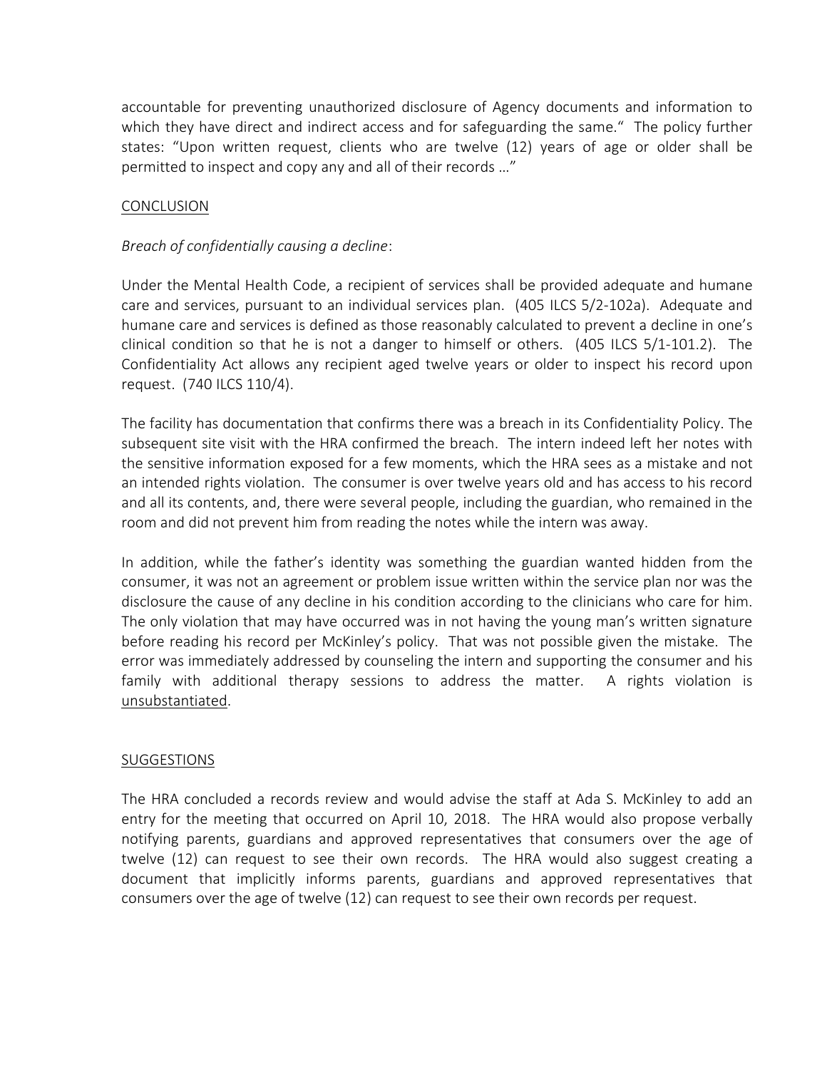accountable for preventing unauthorized disclosure of Agency documents and information to which they have direct and indirect access and for safeguarding the same." The policy further states: "Upon written request, clients who are twelve (12) years of age or older shall be permitted to inspect and copy any and all of their records …"

## CONCLUSION

*Breach of confidentially causing a decline*:

Under the Mental Health Code, a recipient of services shall be provided adequate and humane care and services, pursuant to an individual services plan. (405 ILCS 5/2-102a). Adequate and humane care and services is defined as those reasonably calculated to prevent a decline in one's clinical condition so that he is not a danger to himself or others. (405 ILCS 5/1-101.2). The Confidentiality Act allows any recipient aged twelve years or older to inspect his record upon request. (740 ILCS 110/4).

The facility has documentation that confirms there was a breach in its Confidentiality Policy. The subsequent site visit with the HRA confirmed the breach. The intern indeed left her notes with the sensitive information exposed for a few moments, which the HRA sees as a mistake and not an intended rights violation. The consumer is over twelve years old and has access to his record and all its contents, and, there were several people, including the guardian, who remained in the room and did not prevent him from reading the notes while the intern was away.

In addition, while the father's identity was something the guardian wanted hidden from the consumer, it was not an agreement or problem issue written within the service plan nor was the disclosure the cause of any decline in his condition according to the clinicians who care for him. The only violation that may have occurred was in not having the young man's written signature before reading his record per McKinley's policy. That was not possible given the mistake. The error was immediately addressed by counseling the intern and supporting the consumer and his family with additional therapy sessions to address the matter. A rights violation is unsubstantiated.

## SUGGESTIONS

The HRA concluded a records review and would advise the staff at Ada S. McKinley to add an entry for the meeting that occurred on April 10, 2018. The HRA would also propose verbally notifying parents, guardians and approved representatives that consumers over the age of twelve (12) can request to see their own records. The HRA would also suggest creating a document that implicitly informs parents, guardians and approved representatives that consumers over the age of twelve (12) can request to see their own records per request.